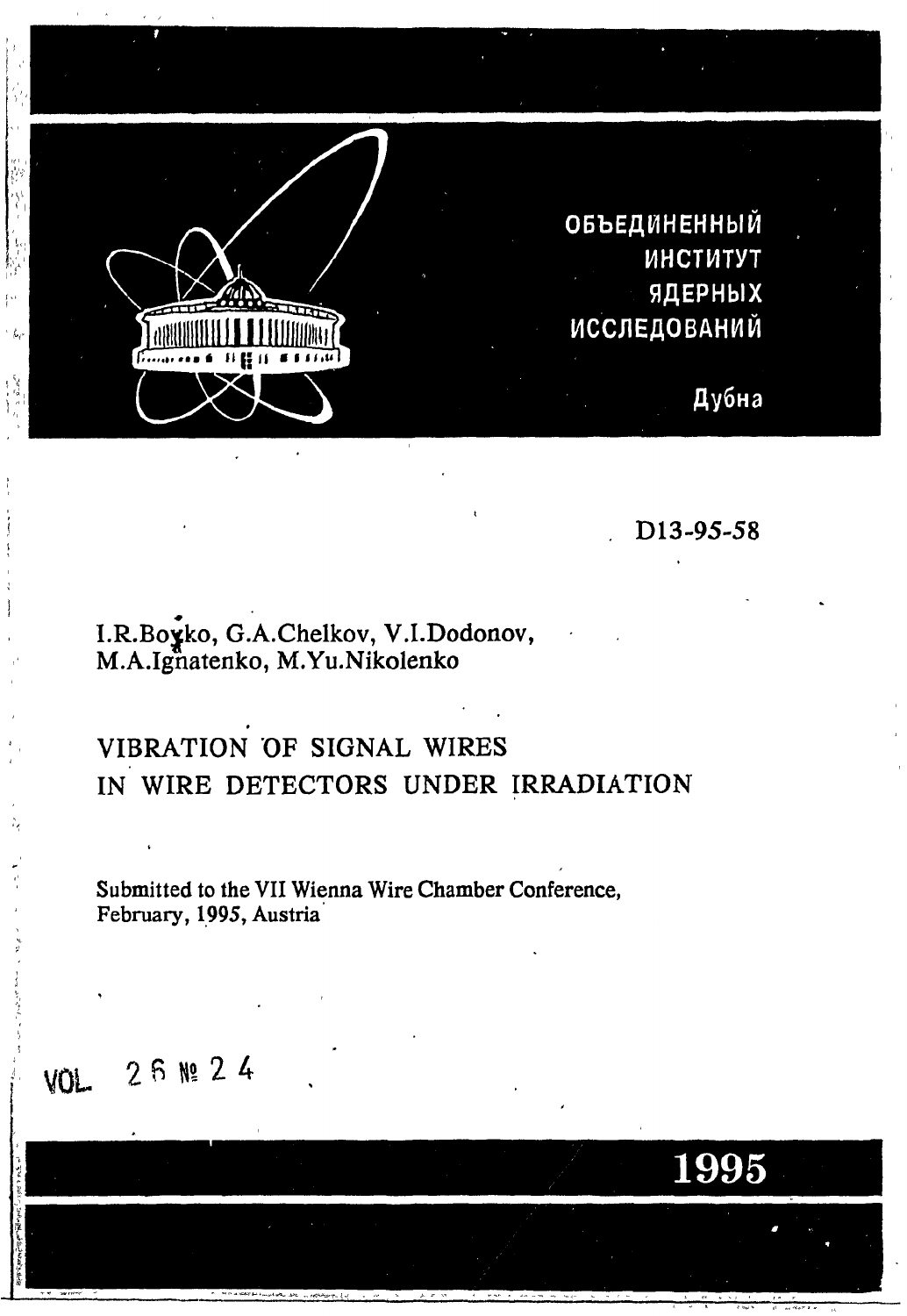ОБЪЕДИНЕННЫЙ
ИНСТИТУТ
ЯДЕРНЫХ
ИССЛЕДОВАНИЙ

Дубна

D13-95-58

I.R.Boyko, G.A.Chelkov, V.I.Dodonov, M.A.Ignatenko, M.Yu.Nikolenko

# VIBRATION OF SIGNAL WIRES IN WIRE DETECTORS UNDER IRRADIATION

Submitted to the VII Wienna Wire Chamber Conference, February, 1995, Austria

VOL 26 № 24

1995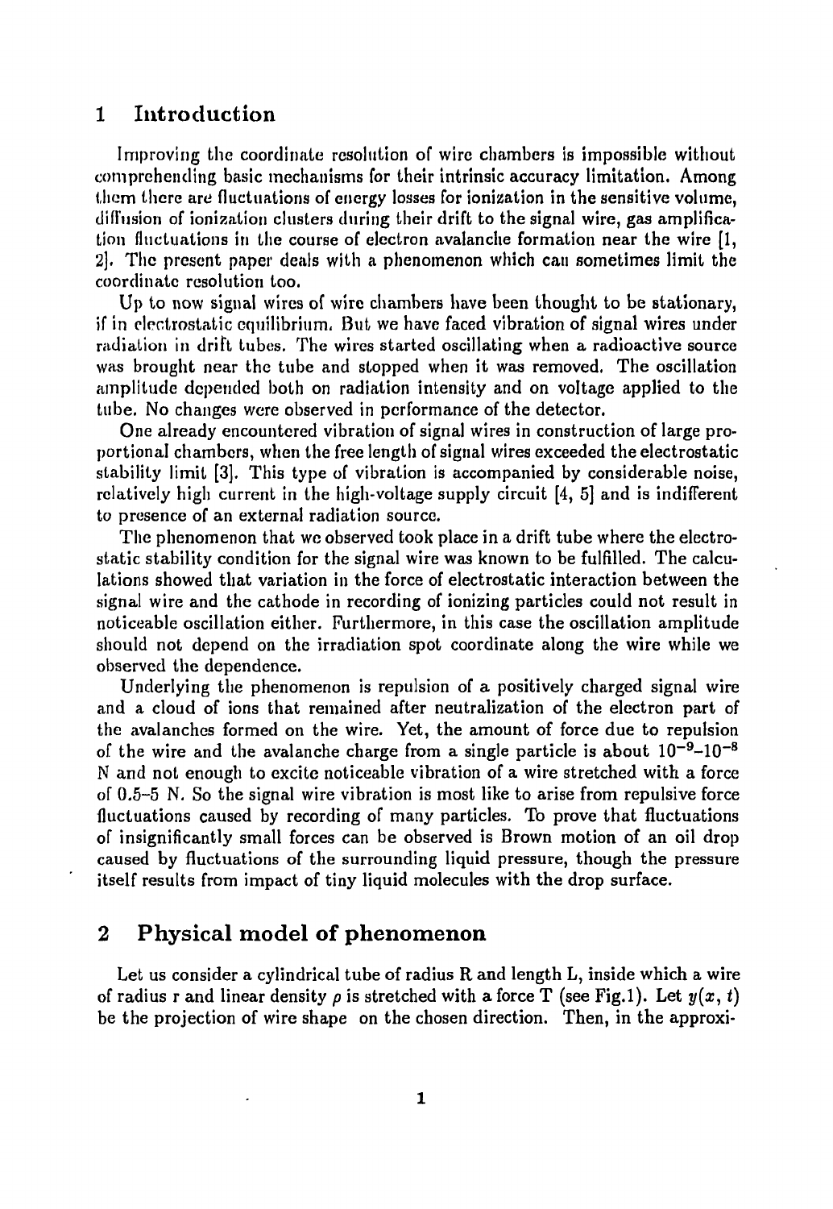## 1 Introduction

Improving the coordinate resolution of wire chambers is impossible without comprehending basic mechanisms for their intrinsic accuracy limitation. Among them there are fluctuations of energy losses for ionization in the sensitive volume, diffusion of ionization clusters during their drift to the signal wire, gas amplification fluctuations in the course of electron avalanche formation near the wire [1, 2]. The present paper deals with a phenomenon which can sometimes limit the coordinate resolution too.

Up to now signal wires of wire chambers have been thought to be stationary, if in electrostatic equilibrium. But we have faced vibration of signal wires under radiation in drift tubes. The wires started oscillating when a radioactive source was brought near the tube and stopped when it was removed. The oscillation amplitude depended both on radiation intensity and on voltage applied to the tube. No changes were observed in performance of the detector.

One already encountered vibration of signal wires in construction of large proportional chambers, when the free length of signal wires exceeded the electrostatic stability limit [3]. This type of vibration is accompanied by considerable noise, relatively high current in the high-voltage supply circuit [4, 5] and is indifferent to presence of an external radiation source.

The phenomenon that we observed took place in a drift tube where the electrostatic stability condition for the signal wire was known to be fulfilled. The calculations showed that variation in the force of electrostatic interaction between the signal wire and the cathode in recording of ionizing particles could not result in noticeable oscillation either. Furthermore, in this case the oscillation amplitude should not depend on the irradiation spot coordinate along the wire while we observed the dependence.

Underlying the phenomenon is repulsion of a positively charged signal wire and a cloud of ions that remained after neutralization of the electron part of the avalanches formed on the wire. Yet, the amount of force due to repulsion of the wire and the avalanche charge from a single particle is about $10^{-9}$–$10^{-8}$ N and not enough to excite noticeable vibration of a wire stretched with a force of 0.5–5 N. So the signal wire vibration is most like to arise from repulsive force fluctuations caused by recording of many particles. To prove that fluctuations of insignificantly small forces can be observed is Brown motion of an oil drop caused by fluctuations of the surrounding liquid pressure, though the pressure itself results from impact of tiny liquid molecules with the drop surface.

## 2 Physical model of phenomenon

Let us consider a cylindrical tube of radius R and length L, inside which a wire of radius r and linear density $\rho$ is stretched with a force T (see Fig.1). Let $y(x, t)$ be the projection of wire shape on the chosen direction. Then, in the approxi-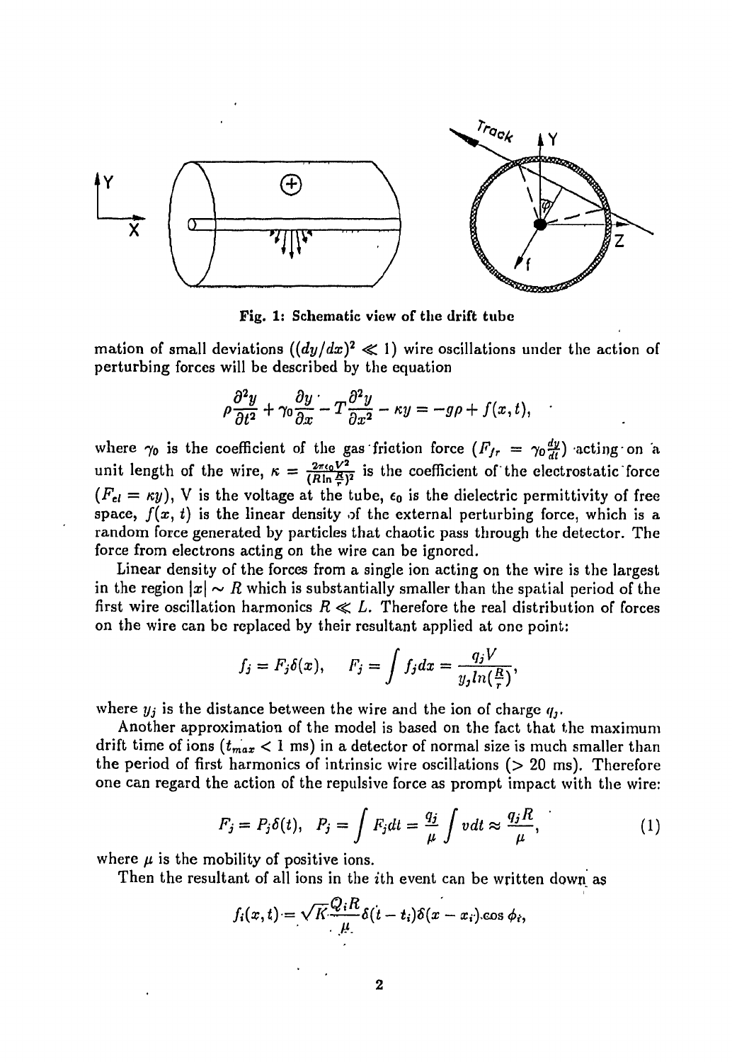Fig. 1: Schematic view of the drift tube

mation of small deviations ($(dy/dx)^2 \ll 1$) wire oscillations under the action of perturbing forces will be described by the equation

$$\rho\frac{\partial^2 y}{\partial t^2} + \gamma_0\frac{\partial y}{\partial x} - T\frac{\partial^2 y}{\partial x^2} - \kappa y = -g\rho + f(x,t),$$

where $\gamma_0$ is the coefficient of the gas friction force ($F_{fr} = \gamma_0\frac{dy}{dt}$) acting on a unit length of the wire, $\kappa = \frac{2\pi\epsilon_0 V^2}{(R\ln\frac{R}{r})^2}$ is the coefficient of the electrostatic force ($F_{el} = \kappa y$), V is the voltage at the tube, $\epsilon_0$ is the dielectric permittivity of free space, $f(x,t)$ is the linear density of the external perturbing force, which is a random force generated by particles that chaotic pass through the detector. The force from electrons acting on the wire can be ignored.

Linear density of the forces from a single ion acting on the wire is the largest in the region $|x| \sim R$ which is substantially smaller than the spatial period of the first wire oscillation harmonics $R \ll L$. Therefore the real distribution of forces on the wire can be replaced by their resultant applied at one point:

$$f_j = F_j\delta(x), \quad F_j = \int f_j dx = \frac{q_j V}{y_j ln(\frac{R}{r})},$$

where $y_j$ is the distance between the wire and the ion of charge $q_j$.

Another approximation of the model is based on the fact that the maximum drift time of ions ($t_{max} < 1$ ms) in a detector of normal size is much smaller than the period of first harmonics of intrinsic wire oscillations (> 20 ms). Therefore one can regard the action of the repulsive force as prompt impact with the wire:

$$F_j = P_j\delta(t), \quad P_j = \int F_j dt = \frac{q_j}{\mu}\int v dt \approx \frac{q_j R}{\mu}, \tag{1}$$

where $\mu$ is the mobility of positive ions.

Then the resultant of all ions in the $i$th event can be written down as

$$f_i(x,t) = \sqrt{K}\frac{Q_i R}{\mu}\delta(t - t_i)\delta(x - x_i)\cos\phi_i,$$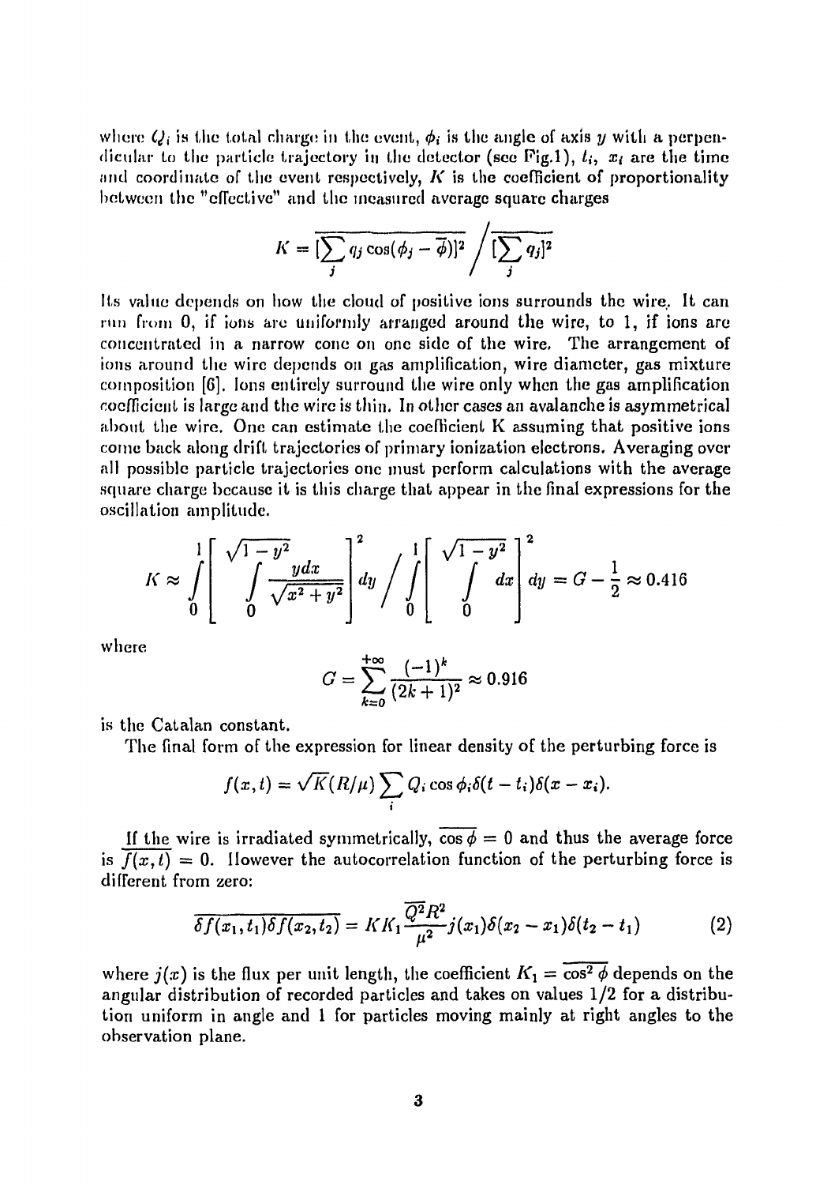where $Q_i$ is the total charge in the event, $\phi_i$ is the angle of axis $y$ with a perpendicular to the particle trajectory in the detector (see Fig.1), $t_i$, $x_i$ are the time and coordinate of the event respectively, $K$ is the coefficient of proportionality between the "effective" and the measured average square charges

$$K = \overline{[\sum_j q_j \cos(\phi_j - \overline{\phi})]^2} \Big/ \overline{[\sum_j q_j]^2}$$

Its value depends on how the cloud of positive ions surrounds the wire. It can run from 0, if ions are uniformly arranged around the wire, to 1, if ions are concentrated in a narrow cone on one side of the wire. The arrangement of ions around the wire depends on gas amplification, wire diameter, gas mixture composition [6]. Ions entirely surround the wire only when the gas amplification coefficient is large and the wire is thin. In other cases an avalanche is asymmetrical about the wire. One can estimate the coefficient K assuming that positive ions come back along drift trajectories of primary ionization electrons. Averaging over all possible particle trajectories one must perform calculations with the average square charge because it is this charge that appear in the final expressions for the oscillation amplitude.

$$K \approx \int_0^1 \left[ \int_0^{\sqrt{1-y^2}} \frac{y\,dx}{\sqrt{x^2+y^2}} \right]^2 dy \Bigg/ \int_0^1 \left[ \int_0^{\sqrt{1-y^2}} dx \right]^2 dy = G - \frac{1}{2} \approx 0.416$$

where

$$G = \sum_{k=0}^{+\infty} \frac{(-1)^k}{(2k+1)^2} \approx 0.916$$

is the Catalan constant.

The final form of the expression for linear density of the perturbing force is

$$f(x,t) = \sqrt{K}(R/\mu) \sum_i Q_i \cos\phi_i \delta(t - t_i)\delta(x - x_i).$$

If the wire is irradiated symmetrically, $\overline{\cos\phi} = 0$ and thus the average force is $\overline{f(x,t)} = 0$. However the autocorrelation function of the perturbing force is different from zero:

$$\overline{\delta f(x_1,t_1)\delta f(x_2,t_2)} = K K_1 \frac{\overline{Q^2} R^2}{\mu^2} j(x_1)\delta(x_2 - x_1)\delta(t_2 - t_1) \tag{2}$$

where $j(x)$ is the flux per unit length, the coefficient $K_1 = \overline{\cos^2\phi}$ depends on the angular distribution of recorded particles and takes on values 1/2 for a distribution uniform in angle and 1 for particles moving mainly at right angles to the observation plane.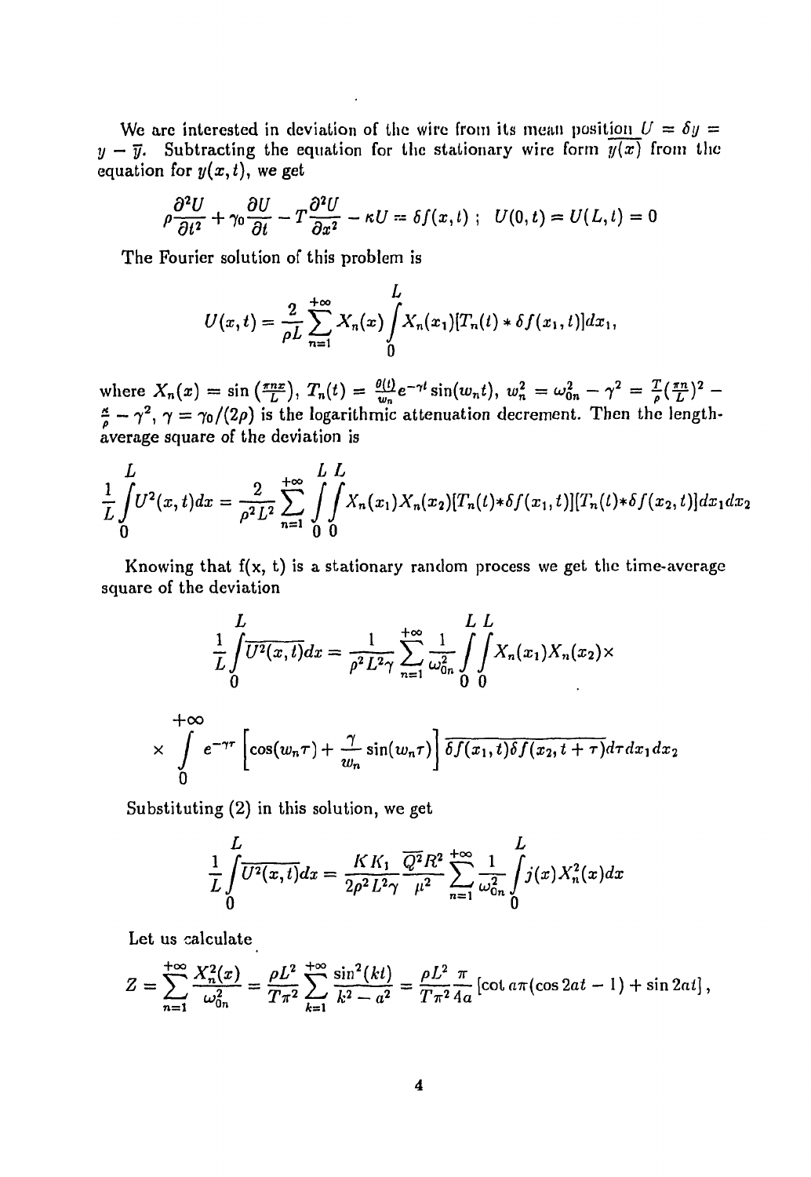We are interested in deviation of the wire from its mean position $U = \delta y = y - \overline{y}$. Subtracting the equation for the stationary wire form $\overline{y(x)}$ from the equation for $y(x,t)$, we get

$$\rho \frac{\partial^2 U}{\partial t^2} + \gamma_0 \frac{\partial U}{\partial t} - T\frac{\partial^2 U}{\partial x^2} - \kappa U = \delta f(x,t) \; ; \quad U(0,t) = U(L,t) = 0$$

The Fourier solution of this problem is

$$U(x,t) = \frac{2}{\rho L}\sum_{n=1}^{+\infty} X_n(x) \int_0^L X_n(x_1)[T_n(t) * \delta f(x_1,t)]dx_1,$$

where $X_n(x) = \sin\left(\frac{\pi n x}{L}\right)$, $T_n(t) = \frac{\theta(t)}{w_n}e^{-\gamma t}\sin(w_n t)$, $w_n^2 = \omega_{0n}^2 - \gamma^2 = \frac{T}{\rho}(\frac{\pi n}{L})^2 - \frac{\kappa}{\rho} - \gamma^2$, $\gamma = \gamma_0/(2\rho)$ is the logarithmic attenuation decrement. Then the length-average square of the deviation is

$$\frac{1}{L}\int_0^L U^2(x,t)dx = \frac{2}{\rho^2 L^2}\sum_{n=1}^{+\infty}\int_0^L\int_0^L X_n(x_1)X_n(x_2)[T_n(t)*\delta f(x_1,t)][T_n(t)*\delta f(x_2,t)]dx_1 dx_2$$

Knowing that f(x, t) is a stationary random process we get the time-average square of the deviation

$$\frac{1}{L}\int_0^L \overline{U^2(x,t)}dx = \frac{1}{\rho^2 L^2 \gamma}\sum_{n=1}^{+\infty}\frac{1}{\omega_{0n}^2}\int_0^L\int_0^L X_n(x_1)X_n(x_2)\times$$

$$\times \int_0^{+\infty} e^{-\gamma\tau}\left[\cos(w_n\tau) + \frac{\gamma}{w_n}\sin(w_n\tau)\right]\overline{\delta f(x_1,t)\delta f(x_2,t+\tau)}d\tau dx_1 dx_2$$

Substituting (2) in this solution, we get

$$\frac{1}{L}\int_0^L \overline{U^2(x,t)}dx = \frac{KK_1}{2\rho^2 L^2\gamma}\frac{\overline{Q^2}R^2}{\mu^2}\sum_{n=1}^{+\infty}\frac{1}{\omega_{0n}^2}\int_0^L j(x)X_n^2(x)dx$$

Let us calculate

$$Z = \sum_{n=1}^{+\infty}\frac{X_n^2(x)}{\omega_{0n}^2} = \frac{\rho L^2}{T\pi^2}\sum_{k=1}^{+\infty}\frac{\sin^2(kt)}{k^2 - a^2} = \frac{\rho L^2}{T\pi^2}\frac{\pi}{4a}\left[\cot a\pi(\cos 2at - 1) + \sin 2at\right],$$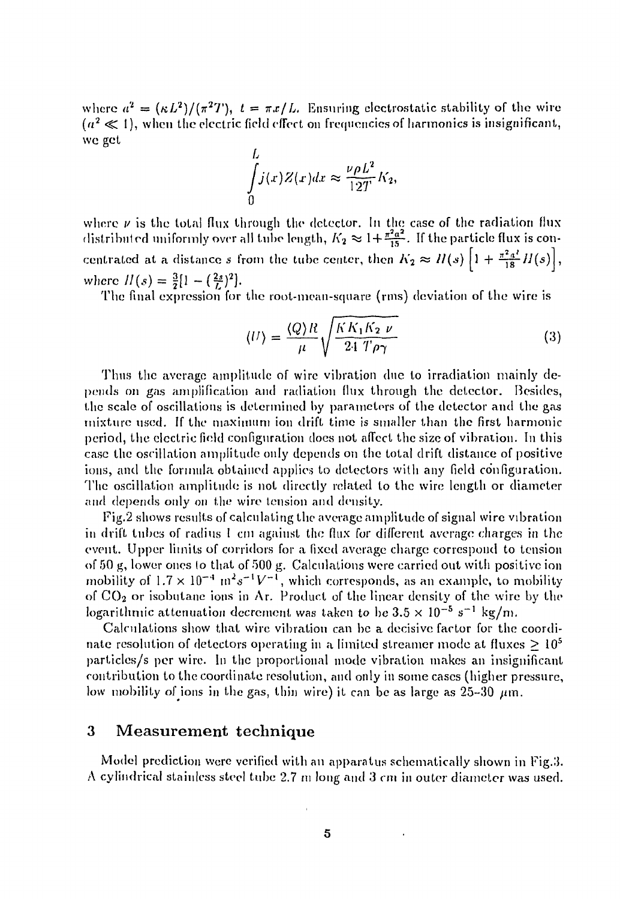where $a^2 = (\kappa L^2)/(\pi^2 T)$, $t = \pi x/L$. Ensuring electrostatic stability of the wire ($a^2 \ll 1$), when the electric field effect on frequencies of harmonics is insignificant, we get

$$\int_0^L j(x)Z(x)dx \approx \frac{\nu \rho L^2}{12T} K_2,$$

where $\nu$ is the total flux through the detector. In the case of the radiation flux distributed uniformly over all tube length, $K_2 \approx 1 + \frac{\pi^2 a^2}{15}$. If the particle flux is concentrated at a distance $s$ from the tube center, then $K_2 \approx H(s)\left[1 + \frac{\pi^2 a^2}{18} H(s)\right]$, where $H(s) = \frac{3}{2}[1 - (\frac{2s}{L})^2]$.

The final expression for the root-mean-square (rms) deviation of the wire is

$$\langle U \rangle = \frac{\langle Q \rangle R}{\mu} \sqrt{\frac{K K_1 K_2 \ \nu}{24 \ T \rho \gamma}} \tag{3}$$

Thus the average amplitude of wire vibration due to irradiation mainly depends on gas amplification and radiation flux through the detector. Besides, the scale of oscillations is determined by parameters of the detector and the gas mixture used. If the maximum ion drift time is smaller than the first harmonic period, the electric field configuration does not affect the size of vibration. In this case the oscillation amplitude only depends on the total drift distance of positive ions, and the formula obtained applies to detectors with any field configuration. The oscillation amplitude is not directly related to the wire length or diameter and depends only on the wire tension and density.

Fig.2 shows results of calculating the average amplitude of signal wire vibration in drift tubes of radius 1 cm against the flux for different average charges in the event. Upper limits of corridors for a fixed average charge correspond to tension of 50 g, lower ones to that of 500 g. Calculations were carried out with positive ion mobility of $1.7 \times 10^{-4}$ $m^2 s^{-1} V^{-1}$, which corresponds, as an example, to mobility of $CO_2$ or isobutane ions in Ar. Product of the linear density of the wire by the logarithmic attenuation decrement was taken to be $3.5 \times 10^{-5}$ $s^{-1}$ kg/m.

Calculations show that wire vibration can be a decisive factor for the coordinate resolution of detectors operating in a limited streamer mode at fluxes $\geq 10^5$ particles/s per wire. In the proportional mode vibration makes an insignificant contribution to the coordinate resolution, and only in some cases (higher pressure, low mobility of ions in the gas, thin wire) it can be as large as 25–30 $\mu$m.

## 3 Measurement technique

Model prediction were verified with an apparatus schematically shown in Fig.3. A cylindrical stainless steel tube 2.7 m long and 3 cm in outer diameter was used.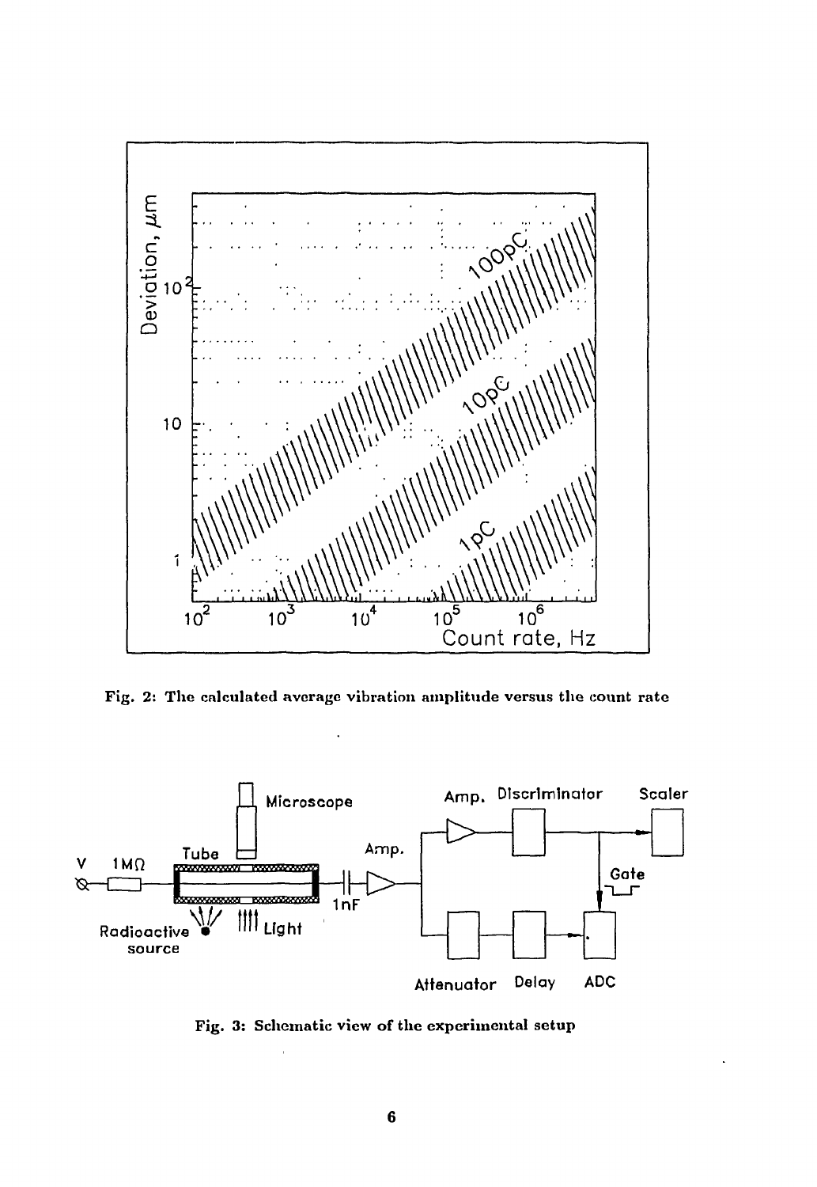Fig. 2: The calculated average vibration amplitude versus the count rate

Fig. 3: Schematic view of the experimental setup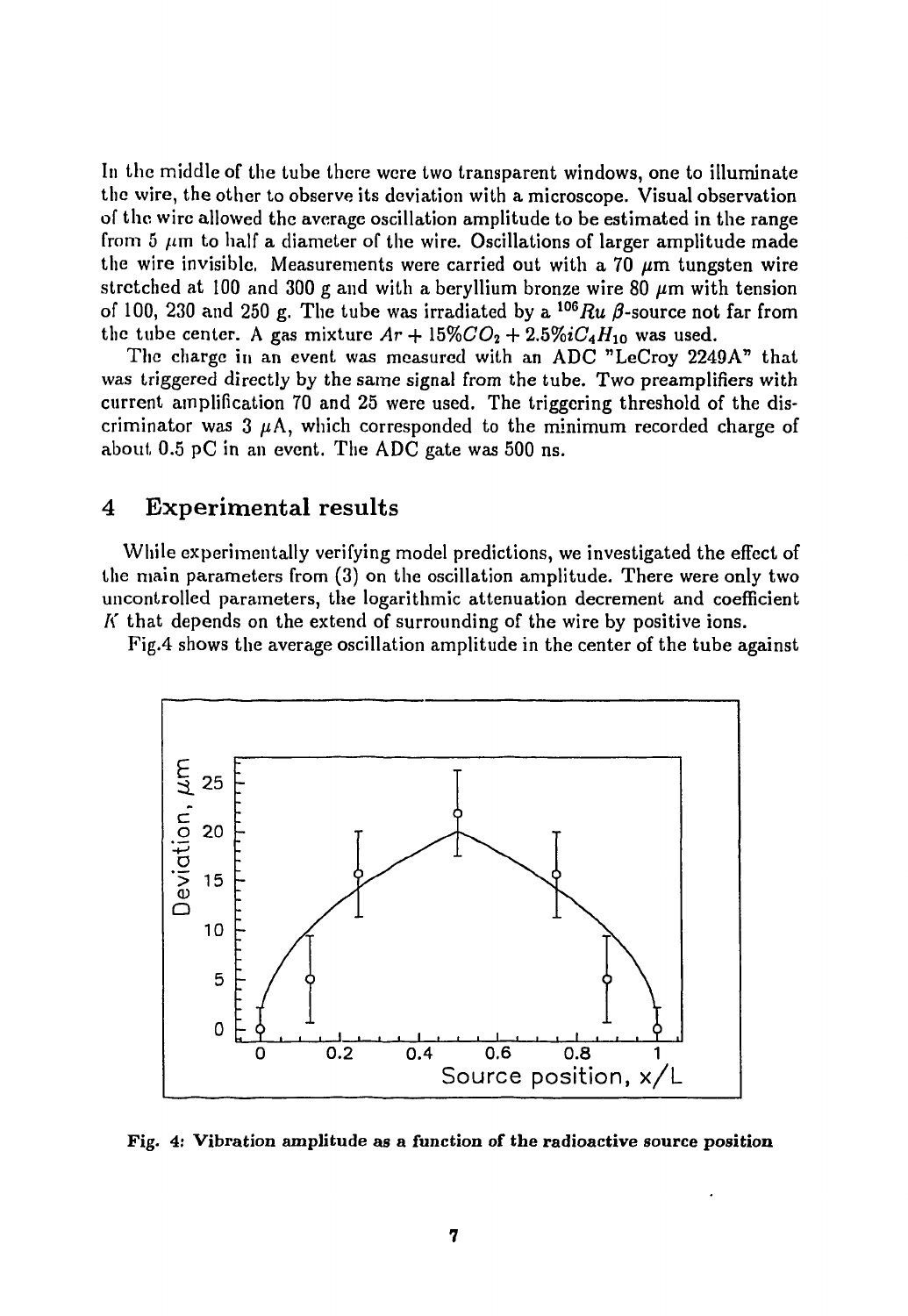In the middle of the tube there were two transparent windows, one to illuminate the wire, the other to observe its deviation with a microscope. Visual observation of the wire allowed the average oscillation amplitude to be estimated in the range from 5 $\mu$m to half a diameter of the wire. Oscillations of larger amplitude made the wire invisible. Measurements were carried out with a 70 $\mu$m tungsten wire stretched at 100 and 300 g and with a beryllium bronze wire 80 $\mu$m with tension of 100, 230 and 250 g. The tube was irradiated by a $^{106}Ru$ $\beta$-source not far from the tube center. A gas mixture $Ar + 15\% CO_2 + 2.5\% iC_4H_{10}$ was used.

The charge in an event was measured with an ADC "LeCroy 2249A" that was triggered directly by the same signal from the tube. Two preamplifiers with current amplification 70 and 25 were used. The triggering threshold of the discriminator was 3 $\mu$A, which corresponded to the minimum recorded charge of about 0.5 pC in an event. The ADC gate was 500 ns.

## 4 Experimental results

While experimentally verifying model predictions, we investigated the effect of the main parameters from (3) on the oscillation amplitude. There were only two uncontrolled parameters, the logarithmic attenuation decrement and coefficient $K$ that depends on the extend of surrounding of the wire by positive ions.

Fig.4 shows the average oscillation amplitude in the center of the tube against

**Fig. 4: Vibration amplitude as a function of the radioactive source position**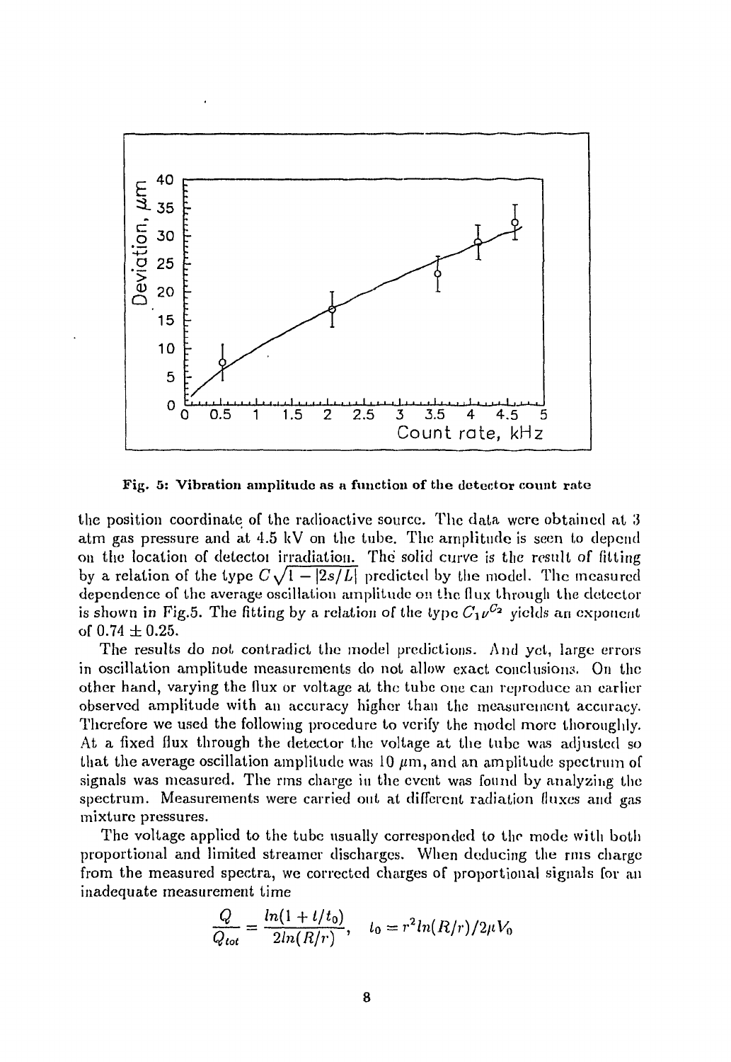Fig. 5: Vibration amplitude as a function of the detector count rate

the position coordinate of the radioactive source. The data were obtained at 3 atm gas pressure and at 4.5 kV on the tube. The amplitude is seen to depend on the location of detector irradiation. The solid curve is the result of fitting by a relation of the type $C\sqrt{1-|2s/L|}$ predicted by the model. The measured dependence of the average oscillation amplitude on the flux through the detector is shown in Fig.5. The fitting by a relation of the type $C_1\nu^{C_2}$ yields an exponent of $0.74 \pm 0.25$.

The results do not contradict the model predictions. And yet, large errors in oscillation amplitude measurements do not allow exact conclusions. On the other hand, varying the flux or voltage at the tube one can reproduce an earlier observed amplitude with an accuracy higher than the measurement accuracy. Therefore we used the following procedure to verify the model more thoroughly. At a fixed flux through the detector the voltage at the tube was adjusted so that the average oscillation amplitude was 10 $\mu$m, and an amplitude spectrum of signals was measured. The rms charge in the event was found by analyzing the spectrum. Measurements were carried out at different radiation fluxes and gas mixture pressures.

The voltage applied to the tube usually corresponded to the mode with both proportional and limited streamer discharges. When deducing the rms charge from the measured spectra, we corrected charges of proportional signals for an inadequate measurement time

$$\frac{Q}{Q_{tot}} = \frac{ln(1+t/t_0)}{2ln(R/r)}, \quad t_0 = r^2 ln(R/r)/2\mu V_0$$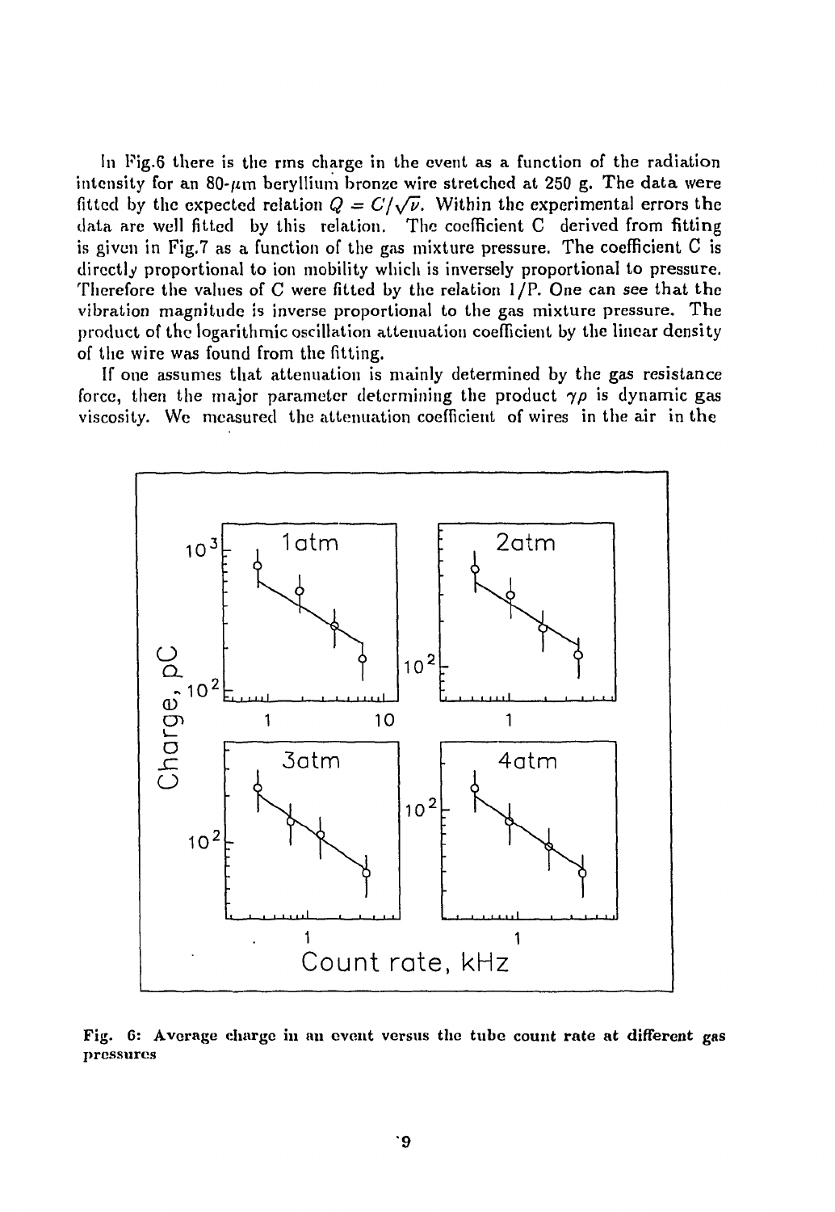In Fig.6 there is the rms charge in the event as a function of the radiation intensity for an 80-$\mu$m beryllium bronze wire stretched at 250 g. The data were fitted by the expected relation $Q = C/\sqrt{\nu}$. Within the experimental errors the data are well fitted by this relation. The coefficient C derived from fitting is given in Fig.7 as a function of the gas mixture pressure. The coefficient C is directly proportional to ion mobility which is inversely proportional to pressure. Therefore the values of C were fitted by the relation $1/P$. One can see that the vibration magnitude is inverse proportional to the gas mixture pressure. The product of the logarithmic oscillation attenuation coefficient by the linear density of the wire was found from the fitting.

If one assumes that attenuation is mainly determined by the gas resistance force, then the major parameter determining the product $\gamma\rho$ is dynamic gas viscosity. We measured the attenuation coefficient of wires in the air in the

**Fig. 6: Average charge in an event versus the tube count rate at different gas pressures**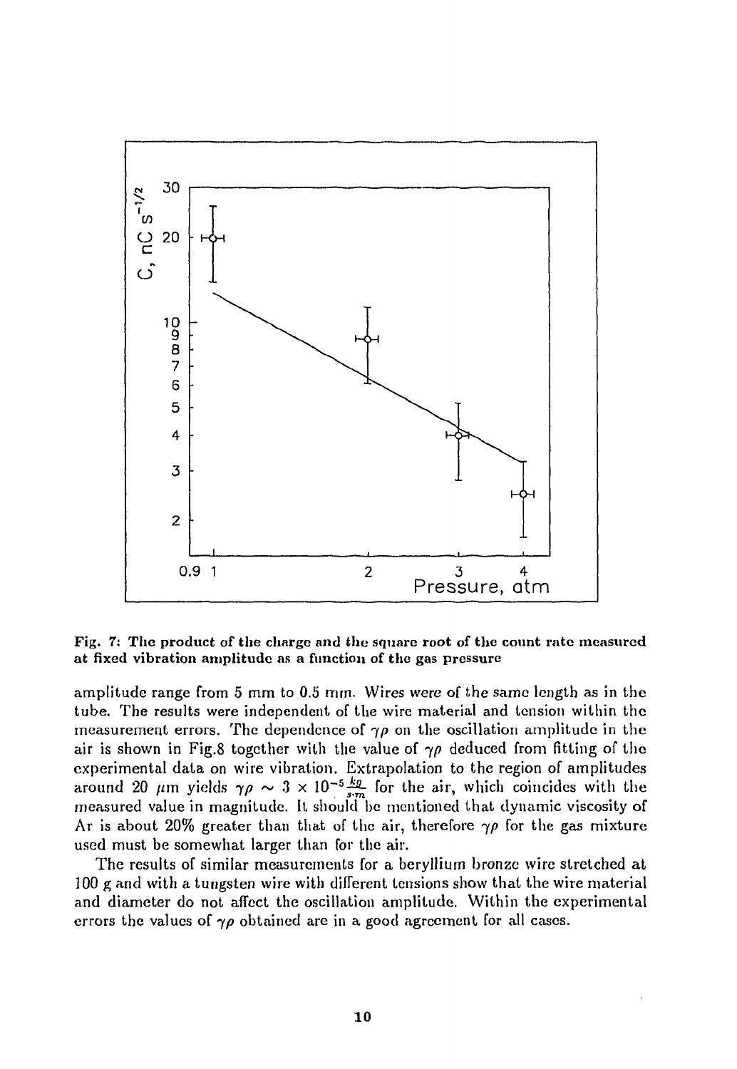Fig. 7: The product of the charge and the square root of the count rate measured at fixed vibration amplitude as a function of the gas pressure

amplitude range from 5 mm to 0.5 mm. Wires were of the same length as in the tube. The results were independent of the wire material and tension within the measurement errors. The dependence of $\gamma\rho$ on the oscillation amplitude in the air is shown in Fig.8 together with the value of $\gamma\rho$ deduced from fitting of the experimental data on wire vibration. Extrapolation to the region of amplitudes around 20 $\mu$m yields $\gamma\rho \sim 3 \times 10^{-5} \frac{kg}{s \cdot m}$ for the air, which coincides with the measured value in magnitude. It should be mentioned that dynamic viscosity of Ar is about 20% greater than that of the air, therefore $\gamma\rho$ for the gas mixture used must be somewhat larger than for the air.

The results of similar measurements for a beryllium bronze wire stretched at 100 g and with a tungsten wire with different tensions show that the wire material and diameter do not affect the oscillation amplitude. Within the experimental errors the values of $\gamma\rho$ obtained are in a good agreement for all cases.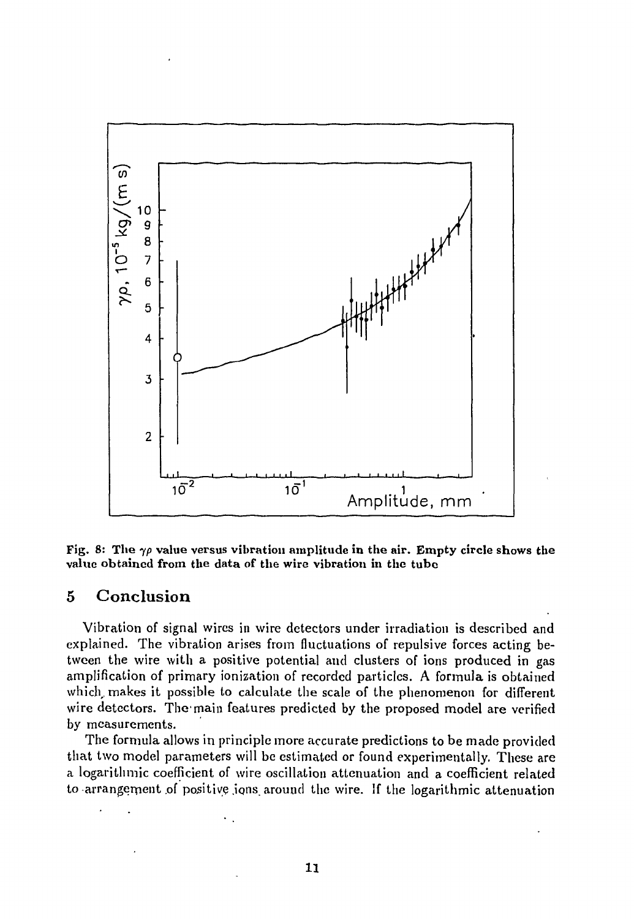Fig. 8: The $\gamma\rho$ value versus vibration amplitude in the air. Empty circle shows the value obtained from the data of the wire vibration in the tube

## 5 Conclusion

Vibration of signal wires in wire detectors under irradiation is described and explained. The vibration arises from fluctuations of repulsive forces acting between the wire with a positive potential and clusters of ions produced in gas amplification of primary ionization of recorded particles. A formula is obtained which makes it possible to calculate the scale of the phenomenon for different wire detectors. The main features predicted by the proposed model are verified by measurements.

The formula allows in principle more accurate predictions to be made provided that two model parameters will be estimated or found experimentally. These are a logarithmic coefficient of wire oscillation attenuation and a coefficient related to arrangement of positive ions around the wire. If the logarithmic attenuation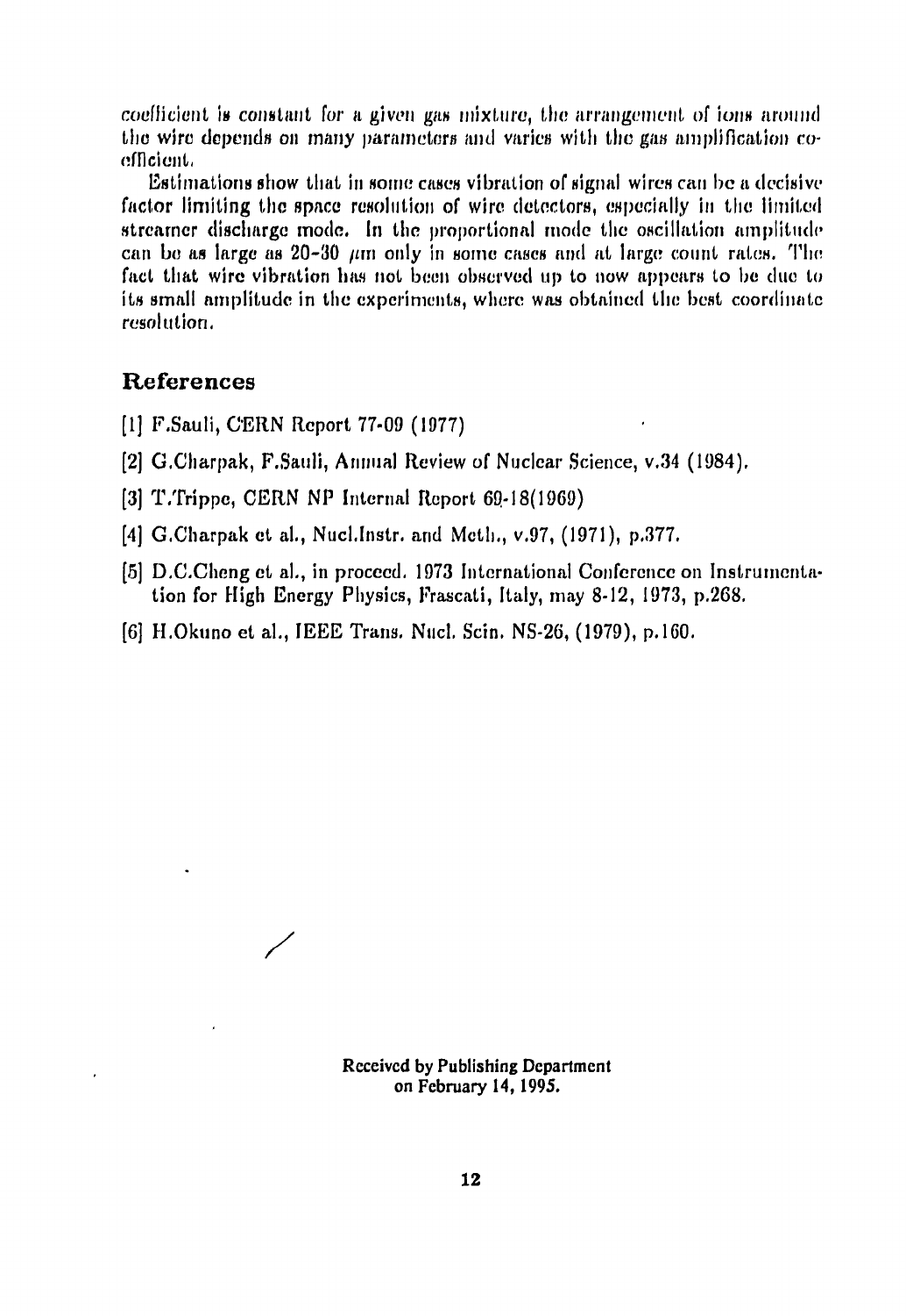coefficient is constant for a given gas mixture, the arrangement of ions around the wire depends on many parameters and varies with the gas amplification coefficient.

Estimations show that in some cases vibration of signal wires can be a decisive factor limiting the space resolution of wire detectors, especially in the limited streamer discharge mode. In the proportional mode the oscillation amplitude can be as large as 20–30 $\mu$m only in some cases and at large count rates. The fact that wire vibration has not been observed up to now appears to be due to its small amplitude in the experiments, where was obtained the best coordinate resolution.

## References

[1] F.Sauli, CERN Report 77-09 (1977)

[2] G.Charpak, F.Sauli, Annual Review of Nuclear Science, v.34 (1984).

[3] T.Trippe, CERN NP Internal Report 69-18(1969)

[4] G.Charpak et al., Nucl.Instr. and Meth., v.97, (1971), p.377.

[5] D.C.Cheng et al., in proceed. 1973 International Conference on Instrumentation for High Energy Physics, Frascati, Italy, may 8-12, 1973, p.268.

[6] H.Okuno et al., IEEE Trans. Nucl. Scin. NS-26, (1979), p.160.

Received by Publishing Department
on February 14, 1995.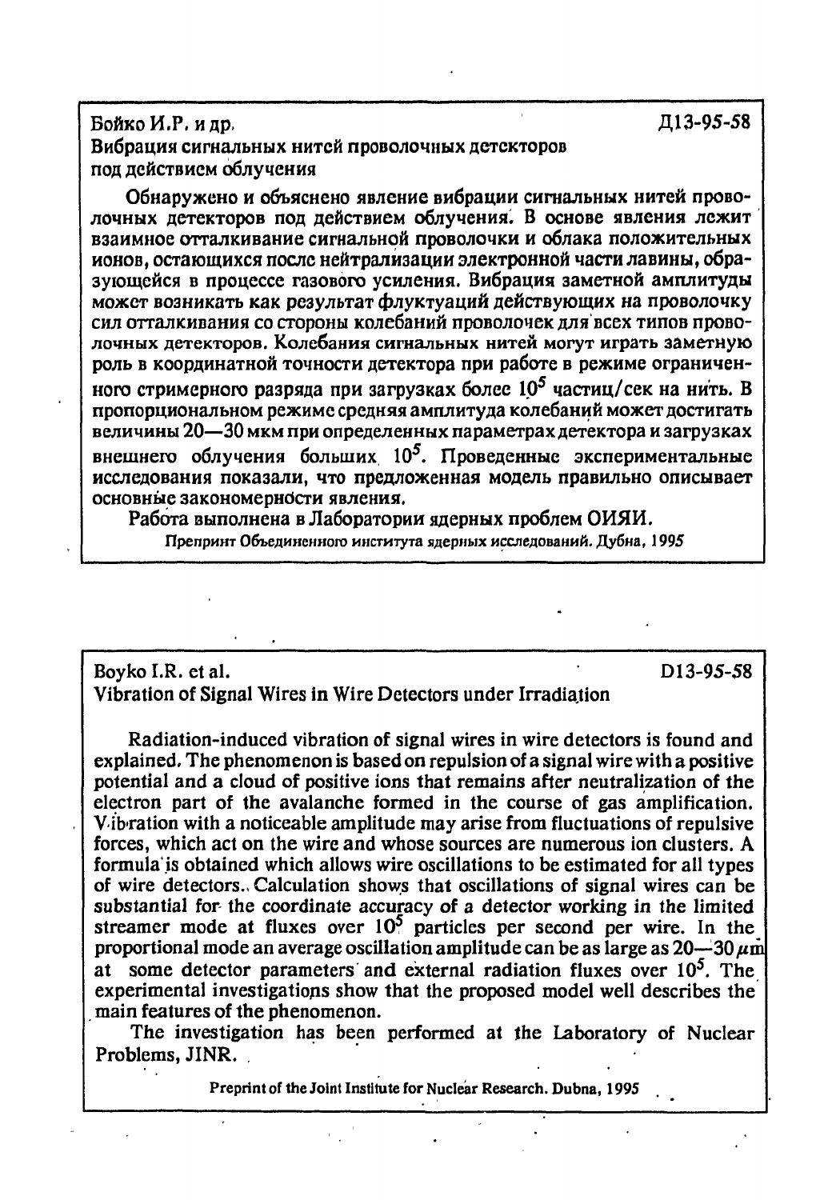Бойко И.Р. и др. Д13-95-58

Вибрация сигнальных нитей проволочных детекторов под действием облучения

Обнаружено и объяснено явление вибрации сигнальных нитей проволочных детекторов под действием облучения. В основе явления лежит взаимное отталкивание сигнальной проволочки и облака положительных ионов, остающихся после нейтрализации электронной части лавины, образующейся в процессе газового усиления. Вибрация заметной амплитуды может возникать как результат флуктуаций действующих на проволочку сил отталкивания со стороны колебаний проволочек для всех типов проволочных детекторов. Колебания сигнальных нитей могут играть заметную роль в координатной точности детектора при работе в режиме ограниченного стримерного разряда при загрузках более $10^5$ частиц/сек на нить. В пропорциональном режиме средняя амплитуда колебаний может достигать величины 20—30 мкм при определенных параметрах детектора и загрузках внешнего облучения больших $10^5$. Проведенные экспериментальные исследования показали, что предложенная модель правильно описывает основные закономерности явления.

Работа выполнена в Лаборатории ядерных проблем ОИЯИ.

Препринт Объединенного института ядерных исследований. Дубна, 1995

---

Boyko I.R. et al. D13-95-58

Vibration of Signal Wires in Wire Detectors under Irradiation

Radiation-induced vibration of signal wires in wire detectors is found and explained. The phenomenon is based on repulsion of a signal wire with a positive potential and a cloud of positive ions that remains after neutralization of the electron part of the avalanche formed in the course of gas amplification. Vibration with a noticeable amplitude may arise from fluctuations of repulsive forces, which act on the wire and whose sources are numerous ion clusters. A formula is obtained which allows wire oscillations to be estimated for all types of wire detectors. Calculation shows that oscillations of signal wires can be substantial for the coordinate accuracy of a detector working in the limited streamer mode at fluxes over $10^5$ particles per second per wire. In the proportional mode an average oscillation amplitude can be as large as 20—30 $\mu$m at some detector parameters and external radiation fluxes over $10^5$. The experimental investigations show that the proposed model well describes the main features of the phenomenon.

The investigation has been performed at the Laboratory of Nuclear Problems, JINR.

Preprint of the Joint Institute for Nuclear Research. Dubna, 1995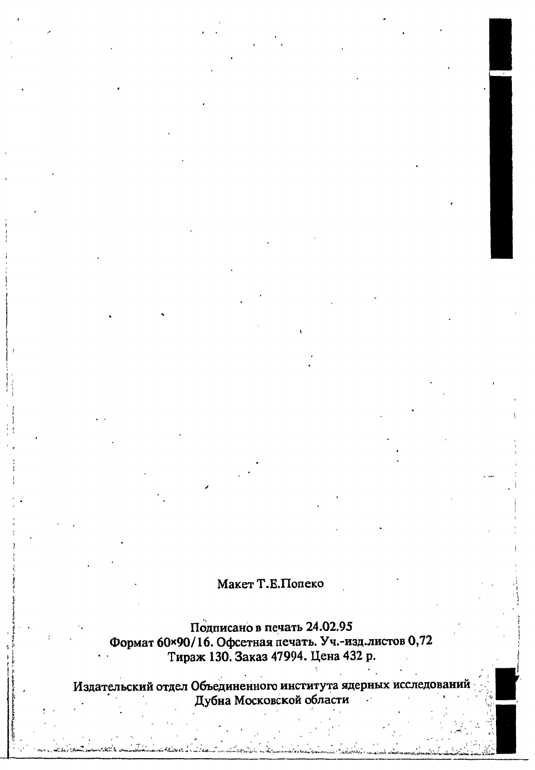Макет Т.Е.Попеко

Подписано в печать 24.02.95
Формат 60×90/16. Офсетная печать. Уч.-изд.листов 0,72
Тираж 130. Заказ 47994. Цена 432 р.

Издательский отдел Объединенного института ядерных исследований
Дубна Московской области